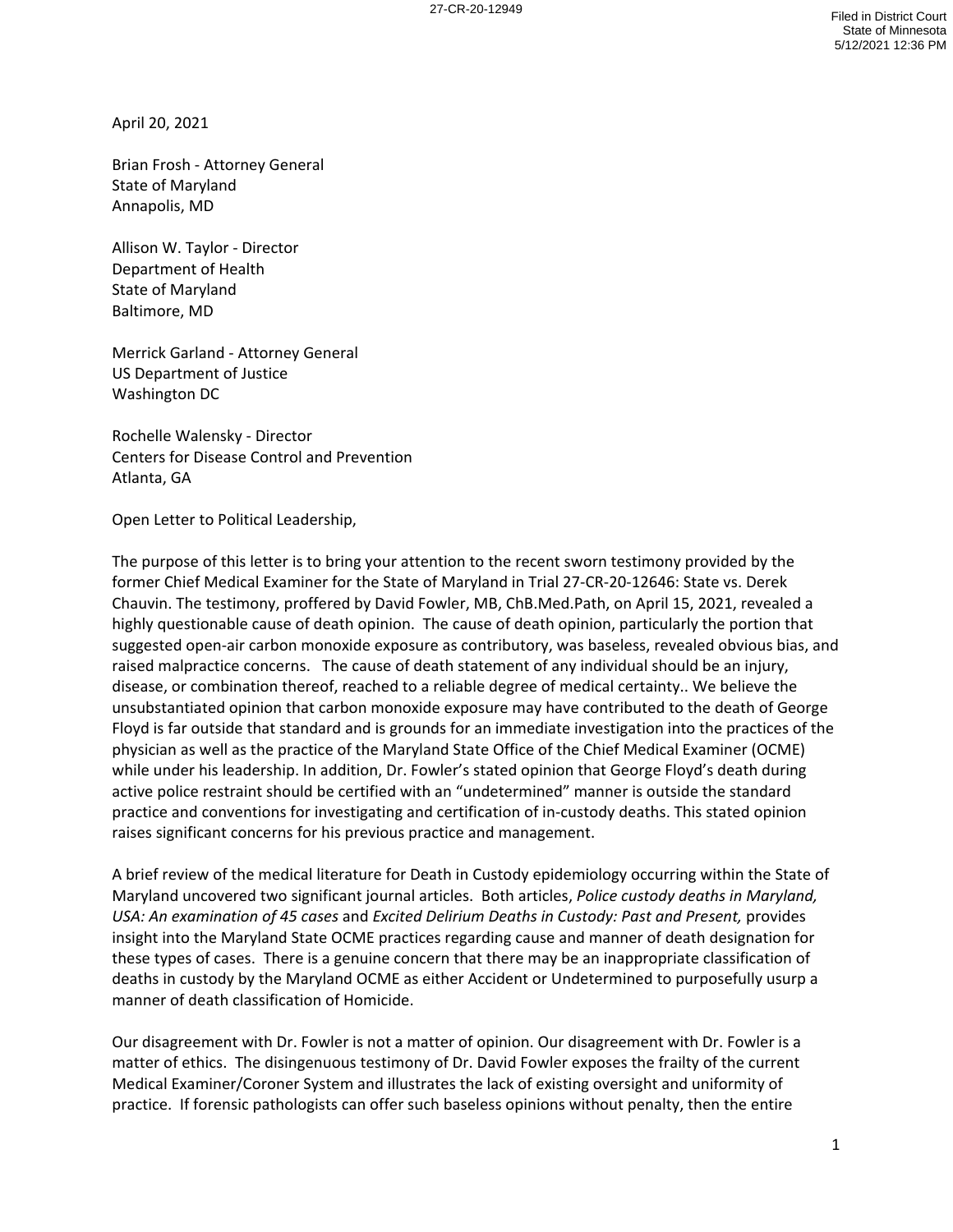April 20, 2021

Brian Frosh - Attorney General
State of Maryland
Annapolis, MD

Allison W. Taylor - Director
Department of Health
State of Maryland
Baltimore, MD

Merrick Garland - Attorney General
US Department of Justice
Washington DC

Rochelle Walensky - Director
Centers for Disease Control and Prevention
Atlanta, GA

Open Letter to Political Leadership,

The purpose of this letter is to bring your attention to the recent sworn testimony provided by the former Chief Medical Examiner for the State of Maryland in Trial 27-CR-20-12646: State vs. Derek Chauvin. The testimony, proffered by David Fowler, MB, ChB.Med.Path, on April 15, 2021, revealed a highly questionable cause of death opinion. The cause of death opinion, particularly the portion that suggested open-air carbon monoxide exposure as contributory, was baseless, revealed obvious bias, and raised malpractice concerns. The cause of death statement of any individual should be an injury, disease, or combination thereof, reached to a reliable degree of medical certainty.. We believe the unsubstantiated opinion that carbon monoxide exposure may have contributed to the death of George Floyd is far outside that standard and is grounds for an immediate investigation into the practices of the physician as well as the practice of the Maryland State Office of the Chief Medical Examiner (OCME) while under his leadership. In addition, Dr. Fowler's stated opinion that George Floyd's death during active police restraint should be certified with an "undetermined" manner is outside the standard practice and conventions for investigating and certification of in-custody deaths. This stated opinion raises significant concerns for his previous practice and management.

A brief review of the medical literature for Death in Custody epidemiology occurring within the State of Maryland uncovered two significant journal articles. Both articles, *Police custody deaths in Maryland, USA: An examination of 45 cases* and *Excited Delirium Deaths in Custody: Past and Present,* provides insight into the Maryland State OCME practices regarding cause and manner of death designation for these types of cases. There is a genuine concern that there may be an inappropriate classification of deaths in custody by the Maryland OCME as either Accident or Undetermined to purposefully usurp a manner of death classification of Homicide.

Our disagreement with Dr. Fowler is not a matter of opinion. Our disagreement with Dr. Fowler is a matter of ethics. The disingenuous testimony of Dr. David Fowler exposes the frailty of the current Medical Examiner/Coroner System and illustrates the lack of existing oversight and uniformity of practice. If forensic pathologists can offer such baseless opinions without penalty, then the entire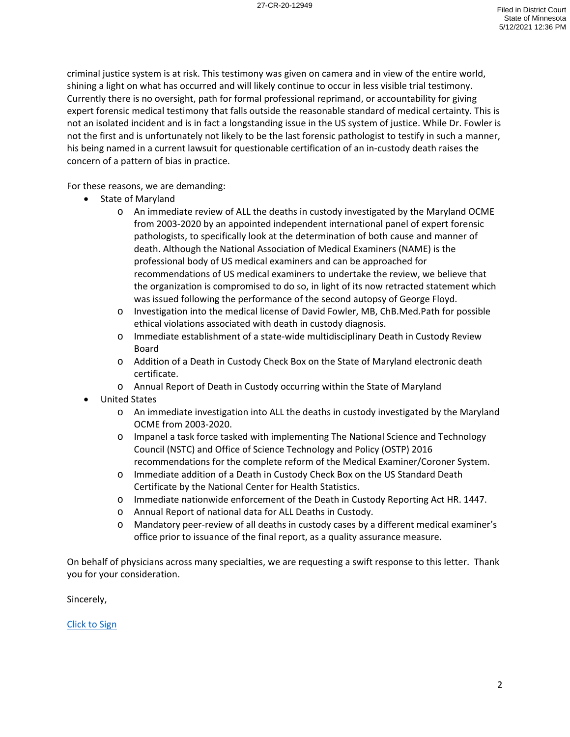criminal justice system is at risk. This testimony was given on camera and in view of the entire world, shining a light on what has occurred and will likely continue to occur in less visible trial testimony. Currently there is no oversight, path for formal professional reprimand, or accountability for giving expert forensic medical testimony that falls outside the reasonable standard of medical certainty. This is not an isolated incident and is in fact a longstanding issue in the US system of justice. While Dr. Fowler is not the first and is unfortunately not likely to be the last forensic pathologist to testify in such a manner, his being named in a current lawsuit for questionable certification of an in-custody death raises the concern of a pattern of bias in practice.

For these reasons, we are demanding:

- State of Maryland
  - An immediate review of ALL the deaths in custody investigated by the Maryland OCME from 2003-2020 by an appointed independent international panel of expert forensic pathologists, to specifically look at the determination of both cause and manner of death. Although the National Association of Medical Examiners (NAME) is the professional body of US medical examiners and can be approached for recommendations of US medical examiners to undertake the review, we believe that the organization is compromised to do so, in light of its now retracted statement which was issued following the performance of the second autopsy of George Floyd.
  - Investigation into the medical license of David Fowler, MB, ChB.Med.Path for possible ethical violations associated with death in custody diagnosis.
  - Immediate establishment of a state-wide multidisciplinary Death in Custody Review Board
  - Addition of a Death in Custody Check Box on the State of Maryland electronic death certificate.
  - Annual Report of Death in Custody occurring within the State of Maryland
- United States
  - An immediate investigation into ALL the deaths in custody investigated by the Maryland OCME from 2003-2020.
  - Impanel a task force tasked with implementing The National Science and Technology Council (NSTC) and Office of Science Technology and Policy (OSTP) 2016 recommendations for the complete reform of the Medical Examiner/Coroner System.
  - Immediate addition of a Death in Custody Check Box on the US Standard Death Certificate by the National Center for Health Statistics.
  - Immediate nationwide enforcement of the Death in Custody Reporting Act HR. 1447.
  - Annual Report of national data for ALL Deaths in Custody.
  - Mandatory peer-review of all deaths in custody cases by a different medical examiner's office prior to issuance of the final report, as a quality assurance measure.

On behalf of physicians across many specialties, we are requesting a swift response to this letter. Thank you for your consideration.

Sincerely,

Click to Sign